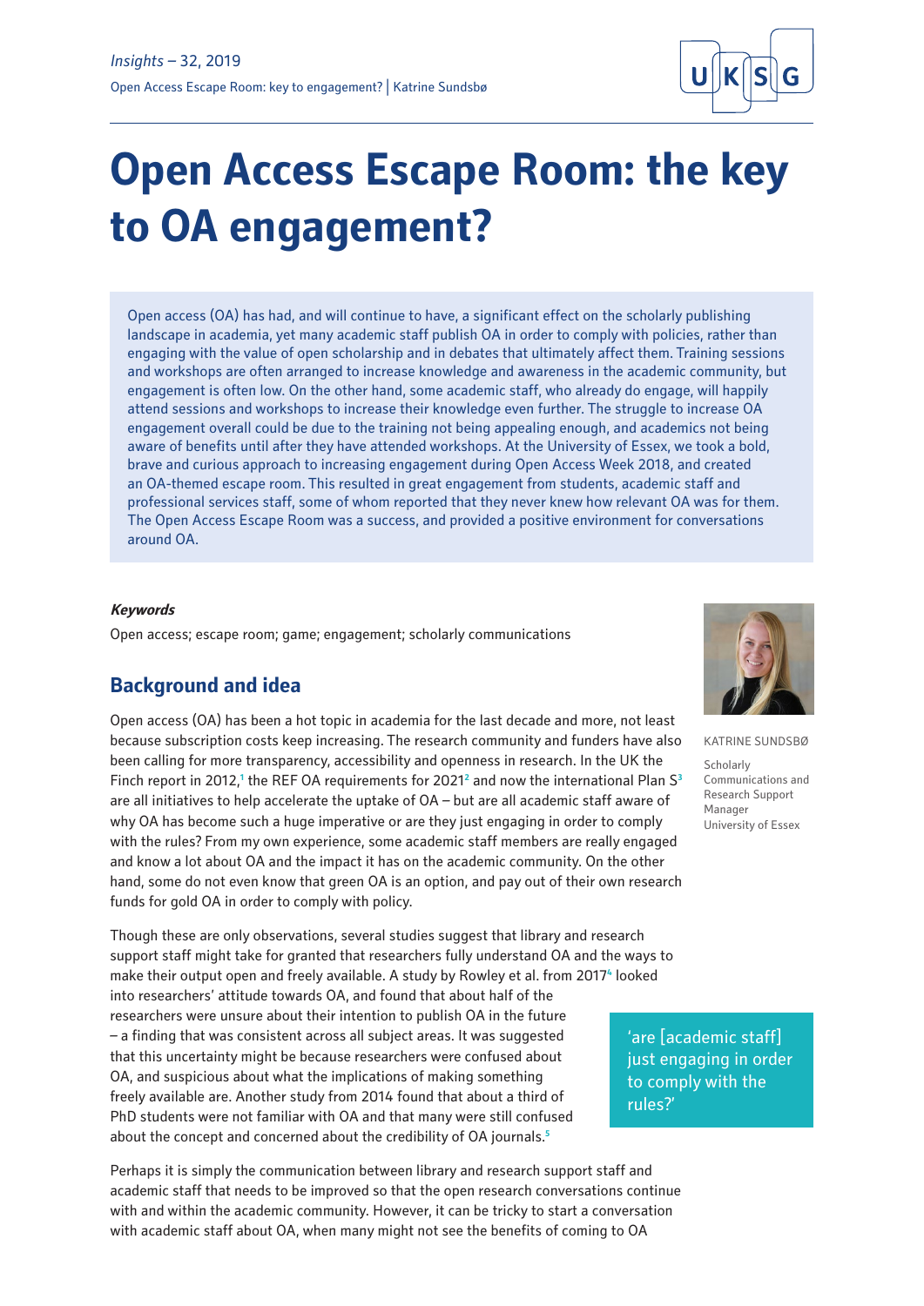# Open Access Escape Room: the key to OA engagement?

Open access (OA) has had, and will continue to have, a significant effect on the scholarly publishing landscape in academia, yet many academic staff publish OA in order to comply with policies, rather than engaging with the value of open scholarship and in debates that ultimately affect them. Training sessions and workshops are often arranged to increase knowledge and awareness in the academic community, but engagement is often low. On the other hand, some academic staff, who already do engage, will happily attend sessions and workshops to increase their knowledge even further. The struggle to increase OA engagement overall could be due to the training not being appealing enough, and academics not being aware of benefits until after they have attended workshops. At the University of Essex, we took a bold, brave and curious approach to increasing engagement during Open Access Week 2018, and created an OA-themed escape room. This resulted in great engagement from students, academic staff and professional services staff, some of whom reported that they never knew how relevant OA was for them. The Open Access Escape Room was a success, and provided a positive environment for conversations around OA.

***Keywords***

Open access; escape room; game; engagement; scholarly communications

KATRINE SUNDSBØ

Scholarly Communications and Research Support Manager
University of Essex

## Background and idea

Open access (OA) has been a hot topic in academia for the last decade and more, not least because subscription costs keep increasing. The research community and funders have also been calling for more transparency, accessibility and openness in research. In the UK the Finch report in 2012,[1] the REF OA requirements for 2021[2] and now the international Plan S[3] are all initiatives to help accelerate the uptake of OA – but are all academic staff aware of why OA has become such a huge imperative or are they just engaging in order to comply with the rules? From my own experience, some academic staff members are really engaged and know a lot about OA and the impact it has on the academic community. On the other hand, some do not even know that green OA is an option, and pay out of their own research funds for gold OA in order to comply with policy.

Though these are only observations, several studies suggest that library and research support staff might take for granted that researchers fully understand OA and the ways to make their output open and freely available. A study by Rowley et al. from 2017[4] looked into researchers' attitude towards OA, and found that about half of the researchers were unsure about their intention to publish OA in the future – a finding that was consistent across all subject areas. It was suggested that this uncertainty might be because researchers were confused about OA, and suspicious about what the implications of making something freely available are. Another study from 2014 found that about a third of PhD students were not familiar with OA and that many were still confused about the concept and concerned about the credibility of OA journals.[5]

> 'are [academic staff] just engaging in order to comply with the rules?'

Perhaps it is simply the communication between library and research support staff and academic staff that needs to be improved so that the open research conversations continue with and within the academic community. However, it can be tricky to start a conversation with academic staff about OA, when many might not see the benefits of coming to OA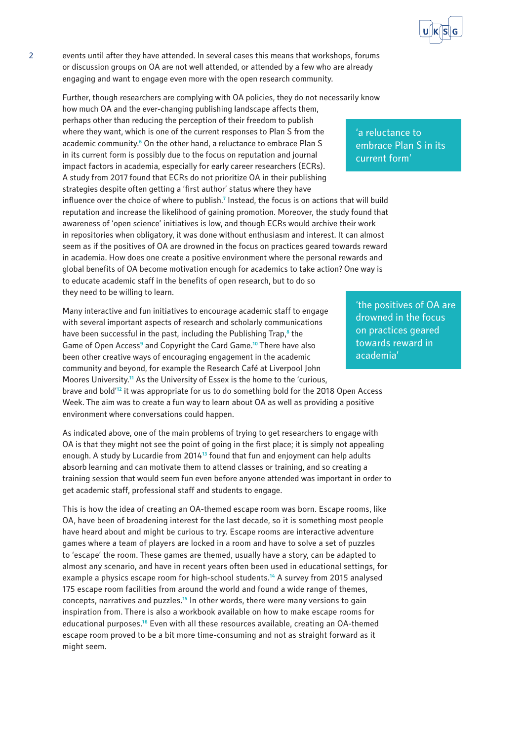events until after they have attended. In several cases this means that workshops, forums or discussion groups on OA are not well attended, or attended by a few who are already engaging and want to engage even more with the open research community.

Further, though researchers are complying with OA policies, they do not necessarily know how much OA and the ever-changing publishing landscape affects them, perhaps other than reducing the perception of their freedom to publish where they want, which is one of the current responses to Plan S from the academic community.[6] On the other hand, a reluctance to embrace Plan S in its current form is possibly due to the focus on reputation and journal impact factors in academia, especially for early career researchers (ECRs). A study from 2017 found that ECRs do not prioritize OA in their publishing strategies despite often getting a 'first author' status where they have influence over the choice of where to publish.[7] Instead, the focus is on actions that will build reputation and increase the likelihood of gaining promotion. Moreover, the study found that awareness of 'open science' initiatives is low, and though ECRs would archive their work in repositories when obligatory, it was done without enthusiasm and interest. It can almost seem as if the positives of OA are drowned in the focus on practices geared towards reward in academia. How does one create a positive environment where the personal rewards and global benefits of OA become motivation enough for academics to take action? One way is to educate academic staff in the benefits of open research, but to do so they need to be willing to learn.

> 'a reluctance to embrace Plan S in its current form'

> 'the positives of OA are drowned in the focus on practices geared towards reward in academia'

Many interactive and fun initiatives to encourage academic staff to engage with several important aspects of research and scholarly communications have been successful in the past, including the Publishing Trap,[8] the Game of Open Access[9] and Copyright the Card Game.[10] There have also been other creative ways of encouraging engagement in the academic community and beyond, for example the Research Café at Liverpool John Moores University.[11] As the University of Essex is the home to the 'curious, brave and bold'[12] it was appropriate for us to do something bold for the 2018 Open Access Week. The aim was to create a fun way to learn about OA as well as providing a positive environment where conversations could happen.

As indicated above, one of the main problems of trying to get researchers to engage with OA is that they might not see the point of going in the first place; it is simply not appealing enough. A study by Lucardie from 2014[13] found that fun and enjoyment can help adults absorb learning and can motivate them to attend classes or training, and so creating a training session that would seem fun even before anyone attended was important in order to get academic staff, professional staff and students to engage.

This is how the idea of creating an OA-themed escape room was born. Escape rooms, like OA, have been of broadening interest for the last decade, so it is something most people have heard about and might be curious to try. Escape rooms are interactive adventure games where a team of players are locked in a room and have to solve a set of puzzles to 'escape' the room. These games are themed, usually have a story, can be adapted to almost any scenario, and have in recent years often been used in educational settings, for example a physics escape room for high-school students.[14] A survey from 2015 analysed 175 escape room facilities from around the world and found a wide range of themes, concepts, narratives and puzzles.[15] In other words, there were many versions to gain inspiration from. There is also a workbook available on how to make escape rooms for educational purposes.[16] Even with all these resources available, creating an OA-themed escape room proved to be a bit more time-consuming and not as straight forward as it might seem.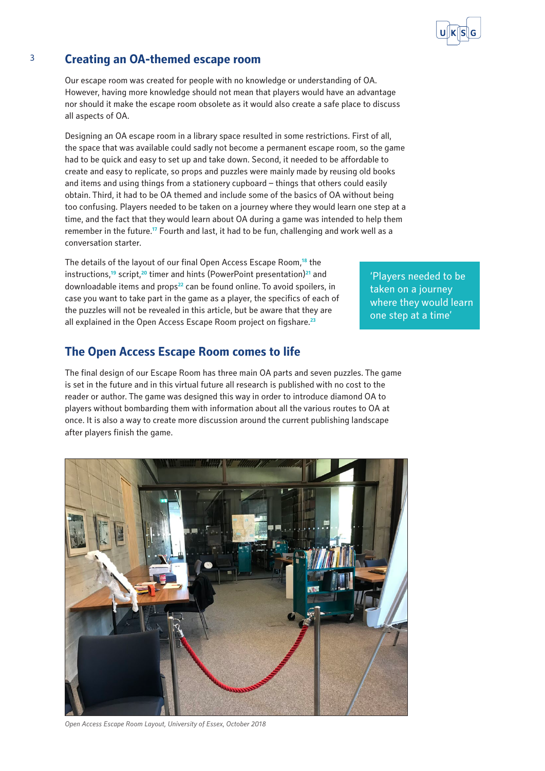## Creating an OA-themed escape room

Our escape room was created for people with no knowledge or understanding of OA. However, having more knowledge should not mean that players would have an advantage nor should it make the escape room obsolete as it would also create a safe place to discuss all aspects of OA.

Designing an OA escape room in a library space resulted in some restrictions. First of all, the space that was available could sadly not become a permanent escape room, so the game had to be quick and easy to set up and take down. Second, it needed to be affordable to create and easy to replicate, so props and puzzles were mainly made by reusing old books and items and using things from a stationery cupboard – things that others could easily obtain. Third, it had to be OA themed and include some of the basics of OA without being too confusing. Players needed to be taken on a journey where they would learn one step at a time, and the fact that they would learn about OA during a game was intended to help them remember in the future.[17] Fourth and last, it had to be fun, challenging and work well as a conversation starter.

The details of the layout of our final Open Access Escape Room,[18] the instructions,[19] script,[20] timer and hints (PowerPoint presentation)[21] and downloadable items and props[22] can be found online. To avoid spoilers, in case you want to take part in the game as a player, the specifics of each of the puzzles will not be revealed in this article, but be aware that they are all explained in the Open Access Escape Room project on figshare.[23]

> 'Players needed to be taken on a journey where they would learn one step at a time'

## The Open Access Escape Room comes to life

The final design of our Escape Room has three main OA parts and seven puzzles. The game is set in the future and in this virtual future all research is published with no cost to the reader or author. The game was designed this way in order to introduce diamond OA to players without bombarding them with information about all the various routes to OA at once. It is also a way to create more discussion around the current publishing landscape after players finish the game.

*Open Access Escape Room Layout, University of Essex, October 2018*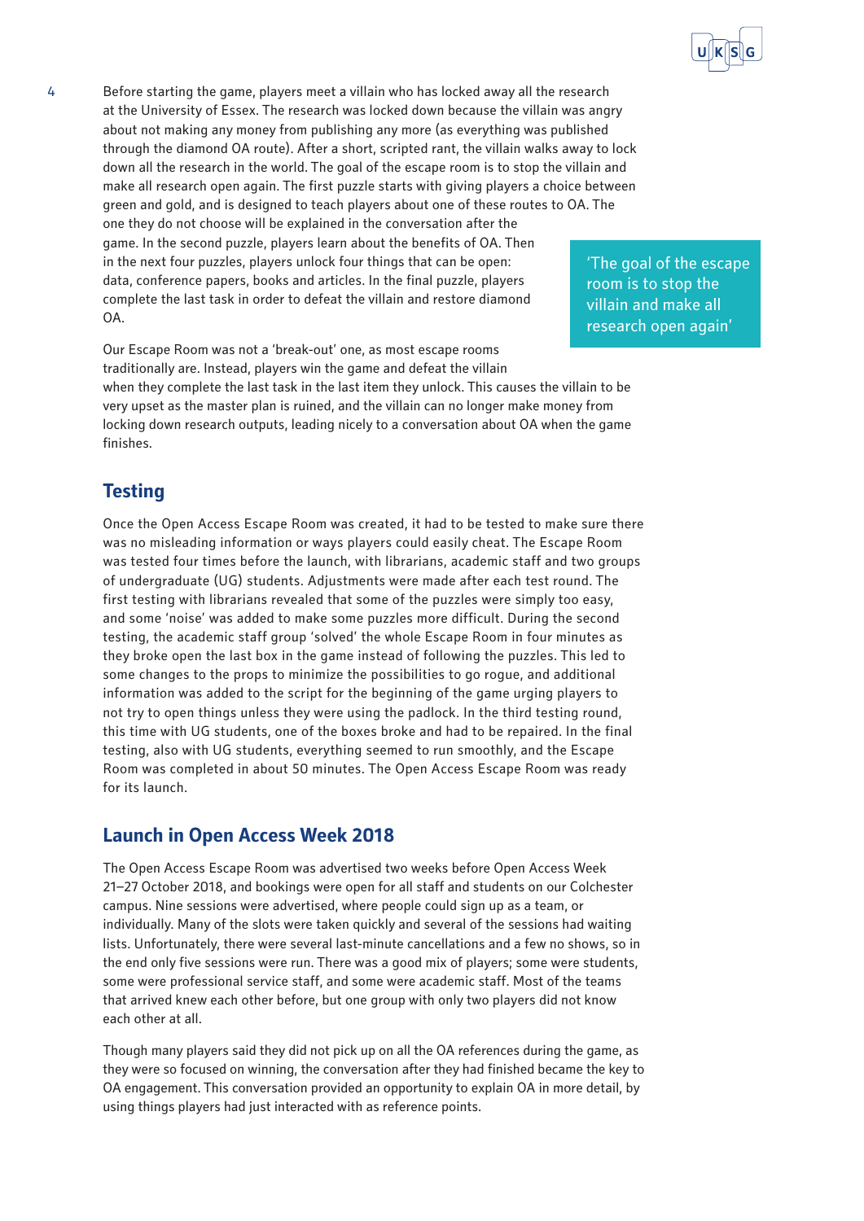Before starting the game, players meet a villain who has locked away all the research at the University of Essex. The research was locked down because the villain was angry about not making any money from publishing any more (as everything was published through the diamond OA route). After a short, scripted rant, the villain walks away to lock down all the research in the world. The goal of the escape room is to stop the villain and make all research open again. The first puzzle starts with giving players a choice between green and gold, and is designed to teach players about one of these routes to OA. The one they do not choose will be explained in the conversation after the game. In the second puzzle, players learn about the benefits of OA. Then in the next four puzzles, players unlock four things that can be open: data, conference papers, books and articles. In the final puzzle, players complete the last task in order to defeat the villain and restore diamond OA.

> 'The goal of the escape room is to stop the villain and make all research open again'

Our Escape Room was not a 'break-out' one, as most escape rooms traditionally are. Instead, players win the game and defeat the villain when they complete the last task in the last item they unlock. This causes the villain to be very upset as the master plan is ruined, and the villain can no longer make money from locking down research outputs, leading nicely to a conversation about OA when the game finishes.

## Testing

Once the Open Access Escape Room was created, it had to be tested to make sure there was no misleading information or ways players could easily cheat. The Escape Room was tested four times before the launch, with librarians, academic staff and two groups of undergraduate (UG) students. Adjustments were made after each test round. The first testing with librarians revealed that some of the puzzles were simply too easy, and some 'noise' was added to make some puzzles more difficult. During the second testing, the academic staff group 'solved' the whole Escape Room in four minutes as they broke open the last box in the game instead of following the puzzles. This led to some changes to the props to minimize the possibilities to go rogue, and additional information was added to the script for the beginning of the game urging players to not try to open things unless they were using the padlock. In the third testing round, this time with UG students, one of the boxes broke and had to be repaired. In the final testing, also with UG students, everything seemed to run smoothly, and the Escape Room was completed in about 50 minutes. The Open Access Escape Room was ready for its launch.

## Launch in Open Access Week 2018

The Open Access Escape Room was advertised two weeks before Open Access Week 21–27 October 2018, and bookings were open for all staff and students on our Colchester campus. Nine sessions were advertised, where people could sign up as a team, or individually. Many of the slots were taken quickly and several of the sessions had waiting lists. Unfortunately, there were several last-minute cancellations and a few no shows, so in the end only five sessions were run. There was a good mix of players; some were students, some were professional service staff, and some were academic staff. Most of the teams that arrived knew each other before, but one group with only two players did not know each other at all.

Though many players said they did not pick up on all the OA references during the game, as they were so focused on winning, the conversation after they had finished became the key to OA engagement. This conversation provided an opportunity to explain OA in more detail, by using things players had just interacted with as reference points.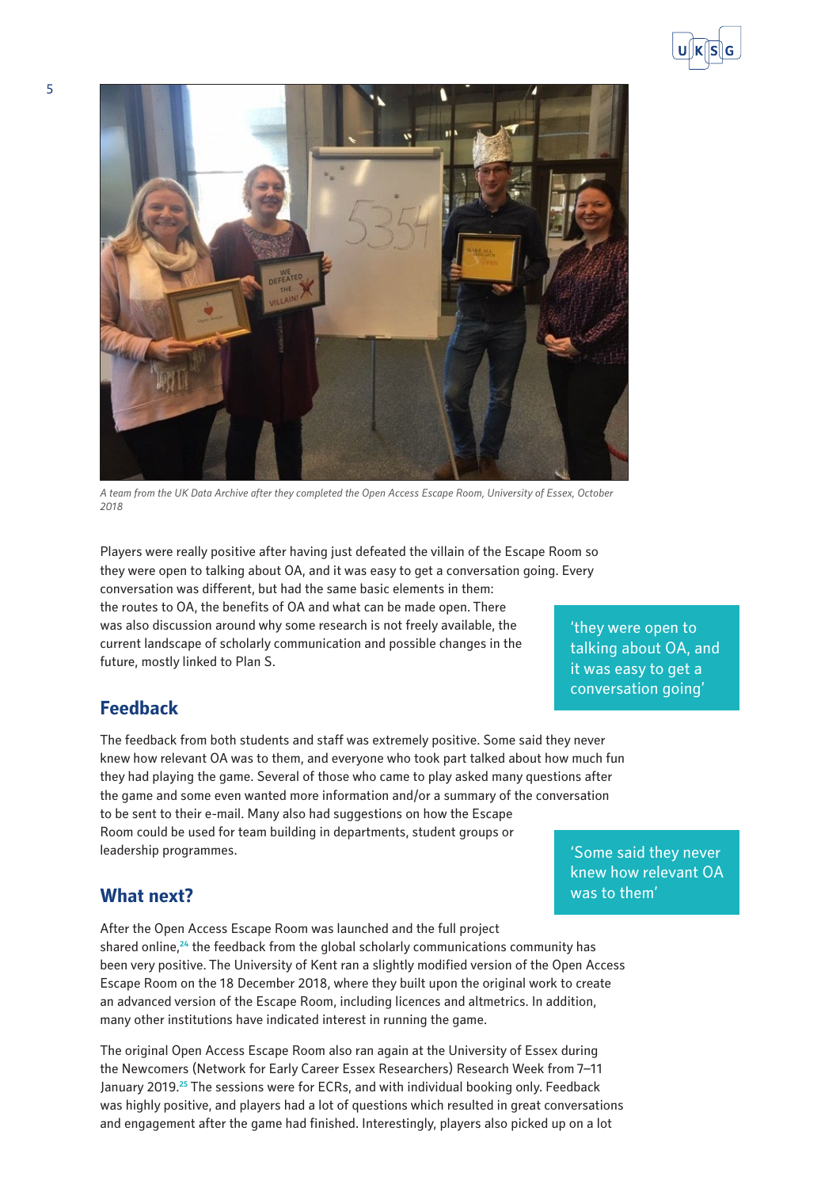A team from the UK Data Archive after they completed the Open Access Escape Room, University of Essex, October 2018

Players were really positive after having just defeated the villain of the Escape Room so they were open to talking about OA, and it was easy to get a conversation going. Every conversation was different, but had the same basic elements in them: the routes to OA, the benefits of OA and what can be made open. There was also discussion around why some research is not freely available, the current landscape of scholarly communication and possible changes in the future, mostly linked to Plan S.

> 'they were open to talking about OA, and it was easy to get a conversation going'

## Feedback

The feedback from both students and staff was extremely positive. Some said they never knew how relevant OA was to them, and everyone who took part talked about how much fun they had playing the game. Several of those who came to play asked many questions after the game and some even wanted more information and/or a summary of the conversation to be sent to their e-mail. Many also had suggestions on how the Escape Room could be used for team building in departments, student groups or leadership programmes.

> 'Some said they never knew how relevant OA was to them'

## What next?

After the Open Access Escape Room was launched and the full project shared online,[24] the feedback from the global scholarly communications community has been very positive. The University of Kent ran a slightly modified version of the Open Access Escape Room on the 18 December 2018, where they built upon the original work to create an advanced version of the Escape Room, including licences and altmetrics. In addition, many other institutions have indicated interest in running the game.

The original Open Access Escape Room also ran again at the University of Essex during the Newcomers (Network for Early Career Essex Researchers) Research Week from 7–11 January 2019.[25] The sessions were for ECRs, and with individual booking only. Feedback was highly positive, and players had a lot of questions which resulted in great conversations and engagement after the game had finished. Interestingly, players also picked up on a lot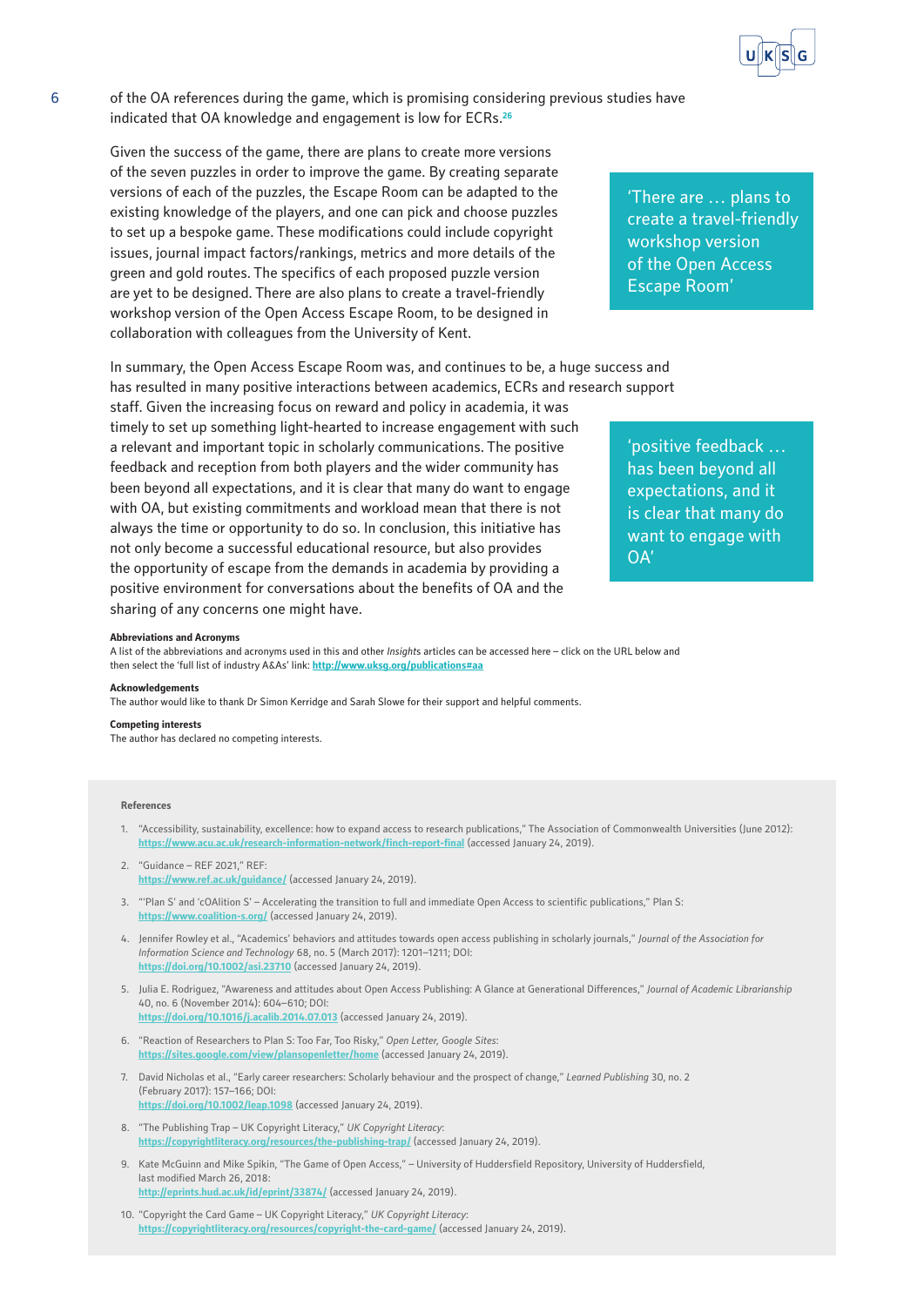of the OA references during the game, which is promising considering previous studies have indicated that OA knowledge and engagement is low for ECRs.[26]

Given the success of the game, there are plans to create more versions of the seven puzzles in order to improve the game. By creating separate versions of each of the puzzles, the Escape Room can be adapted to the existing knowledge of the players, and one can pick and choose puzzles to set up a bespoke game. These modifications could include copyright issues, journal impact factors/rankings, metrics and more details of the green and gold routes. The specifics of each proposed puzzle version are yet to be designed. There are also plans to create a travel-friendly workshop version of the Open Access Escape Room, to be designed in collaboration with colleagues from the University of Kent.

> 'There are … plans to create a travel-friendly workshop version of the Open Access Escape Room'

In summary, the Open Access Escape Room was, and continues to be, a huge success and has resulted in many positive interactions between academics, ECRs and research support staff. Given the increasing focus on reward and policy in academia, it was timely to set up something light-hearted to increase engagement with such a relevant and important topic in scholarly communications. The positive feedback and reception from both players and the wider community has been beyond all expectations, and it is clear that many do want to engage with OA, but existing commitments and workload mean that there is not always the time or opportunity to do so. In conclusion, this initiative has not only become a successful educational resource, but also provides the opportunity of escape from the demands in academia by providing a positive environment for conversations about the benefits of OA and the sharing of any concerns one might have.

> 'positive feedback … has been beyond all expectations, and it is clear that many do want to engage with OA'

**Abbreviations and Acronyms**

A list of the abbreviations and acronyms used in this and other *Insights* articles can be accessed here – click on the URL below and then select the 'full list of industry A&As' link: http://www.uksg.org/publications#aa

**Acknowledgements**

The author would like to thank Dr Simon Kerridge and Sarah Slowe for their support and helpful comments.

**Competing interests**

The author has declared no competing interests.

**References**

1. "Accessibility, sustainability, excellence: how to expand access to research publications," The Association of Commonwealth Universities (June 2012): https://www.acu.ac.uk/research-information-network/finch-report-final (accessed January 24, 2019).
2. "Guidance – REF 2021," REF: https://www.ref.ac.uk/guidance/ (accessed January 24, 2019).
3. "'Plan S' and 'cOAlition S' – Accelerating the transition to full and immediate Open Access to scientific publications," Plan S: https://www.coalition-s.org/ (accessed January 24, 2019).
4. Jennifer Rowley et al., "Academics' behaviors and attitudes towards open access publishing in scholarly journals," *Journal of the Association for Information Science and Technology* 68, no. 5 (March 2017): 1201–1211; DOI: https://doi.org/10.1002/asi.23710 (accessed January 24, 2019).
5. Julia E. Rodriguez, "Awareness and attitudes about Open Access Publishing: A Glance at Generational Differences," *Journal of Academic Librarianship* 40, no. 6 (November 2014): 604–610; DOI: https://doi.org/10.1016/j.acalib.2014.07.013 (accessed January 24, 2019).
6. "Reaction of Researchers to Plan S: Too Far, Too Risky," *Open Letter, Google Sites*: https://sites.google.com/view/plansopenletter/home (accessed January 24, 2019).
7. David Nicholas et al., "Early career researchers: Scholarly behaviour and the prospect of change," *Learned Publishing* 30, no. 2 (February 2017): 157–166; DOI: https://doi.org/10.1002/leap.1098 (accessed January 24, 2019).
8. "The Publishing Trap – UK Copyright Literacy," *UK Copyright Literacy*: https://copyrightliteracy.org/resources/the-publishing-trap/ (accessed January 24, 2019).
9. Kate McGuinn and Mike Spikin, "The Game of Open Access," – University of Huddersfield Repository, University of Huddersfield, last modified March 26, 2018: http://eprints.hud.ac.uk/id/eprint/33874/ (accessed January 24, 2019).
10. "Copyright the Card Game – UK Copyright Literacy," *UK Copyright Literacy*: https://copyrightliteracy.org/resources/copyright-the-card-game/ (accessed January 24, 2019).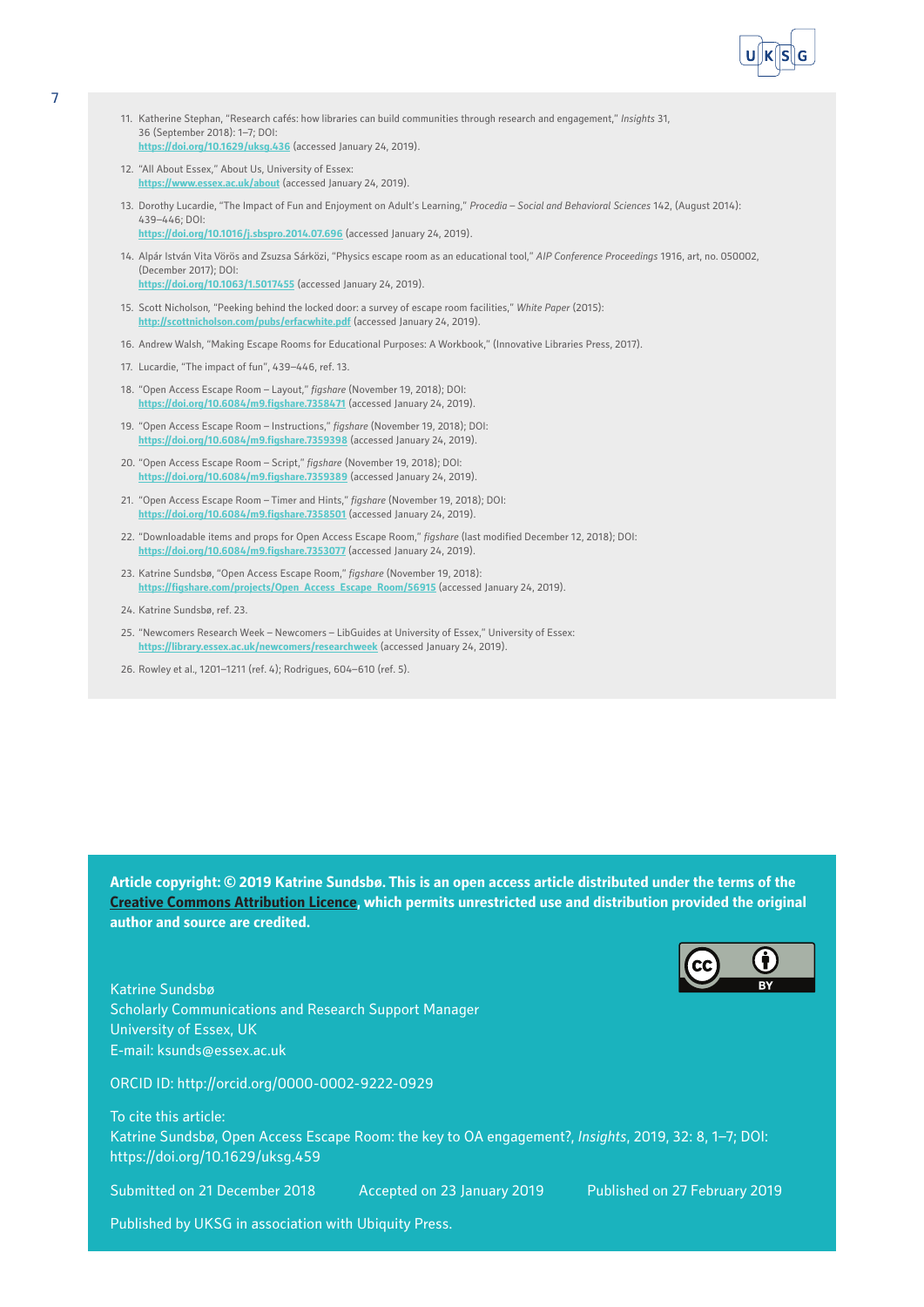11. Katherine Stephan, "Research cafés: how libraries can build communities through research and engagement," *Insights* 31, 36 (September 2018): 1–7; DOI: https://doi.org/10.1629/uksg.436 (accessed January 24, 2019).

12. "All About Essex," About Us, University of Essex: https://www.essex.ac.uk/about (accessed January 24, 2019).

13. Dorothy Lucardie, "The Impact of Fun and Enjoyment on Adult's Learning," *Procedia – Social and Behavioral Sciences* 142, (August 2014): 439–446; DOI: https://doi.org/10.1016/j.sbspro.2014.07.696 (accessed January 24, 2019).

14. Alpár István Vita Vörös and Zsuzsa Sárközi, "Physics escape room as an educational tool," *AIP Conference Proceedings* 1916, art, no. 050002, (December 2017); DOI: https://doi.org/10.1063/1.5017455 (accessed January 24, 2019).

15. Scott Nicholson, "Peeking behind the locked door: a survey of escape room facilities," *White Paper* (2015): http://scottnicholson.com/pubs/erfacwhite.pdf (accessed January 24, 2019).

16. Andrew Walsh, "Making Escape Rooms for Educational Purposes: A Workbook," (Innovative Libraries Press, 2017).

17. Lucardie, "The impact of fun", 439–446, ref. 13.

18. "Open Access Escape Room – Layout," *figshare* (November 19, 2018); DOI: https://doi.org/10.6084/m9.figshare.7358471 (accessed January 24, 2019).

19. "Open Access Escape Room – Instructions," *figshare* (November 19, 2018); DOI: https://doi.org/10.6084/m9.figshare.7359398 (accessed January 24, 2019).

20. "Open Access Escape Room – Script," *figshare* (November 19, 2018); DOI: https://doi.org/10.6084/m9.figshare.7359389 (accessed January 24, 2019).

21. "Open Access Escape Room – Timer and Hints," *figshare* (November 19, 2018); DOI: https://doi.org/10.6084/m9.figshare.7358501 (accessed January 24, 2019).

22. "Downloadable items and props for Open Access Escape Room," *figshare* (last modified December 12, 2018); DOI: https://doi.org/10.6084/m9.figshare.7353077 (accessed January 24, 2019).

23. Katrine Sundsbø, "Open Access Escape Room," *figshare* (November 19, 2018): https://figshare.com/projects/Open_Access_Escape_Room/56915 (accessed January 24, 2019).

24. Katrine Sundsbø, ref. 23.

25. "Newcomers Research Week – Newcomers – LibGuides at University of Essex," University of Essex: https://library.essex.ac.uk/newcomers/researchweek (accessed January 24, 2019).

26. Rowley et al., 1201–1211 (ref. 4); Rodrigues, 604–610 (ref. 5).

**Article copyright: © 2019 Katrine Sundsbø. This is an open access article distributed under the terms of the Creative Commons Attribution Licence, which permits unrestricted use and distribution provided the original author and source are credited.**

Katrine Sundsbø
Scholarly Communications and Research Support Manager
University of Essex, UK
E-mail: ksunds@essex.ac.uk

ORCID ID: http://orcid.org/0000-0002-9222-0929

To cite this article:
Katrine Sundsbø, Open Access Escape Room: the key to OA engagement?, *Insights*, 2019, 32: 8, 1–7; DOI: https://doi.org/10.1629/uksg.459

Submitted on 21 December 2018 Accepted on 23 January 2019 Published on 27 February 2019

Published by UKSG in association with Ubiquity Press.